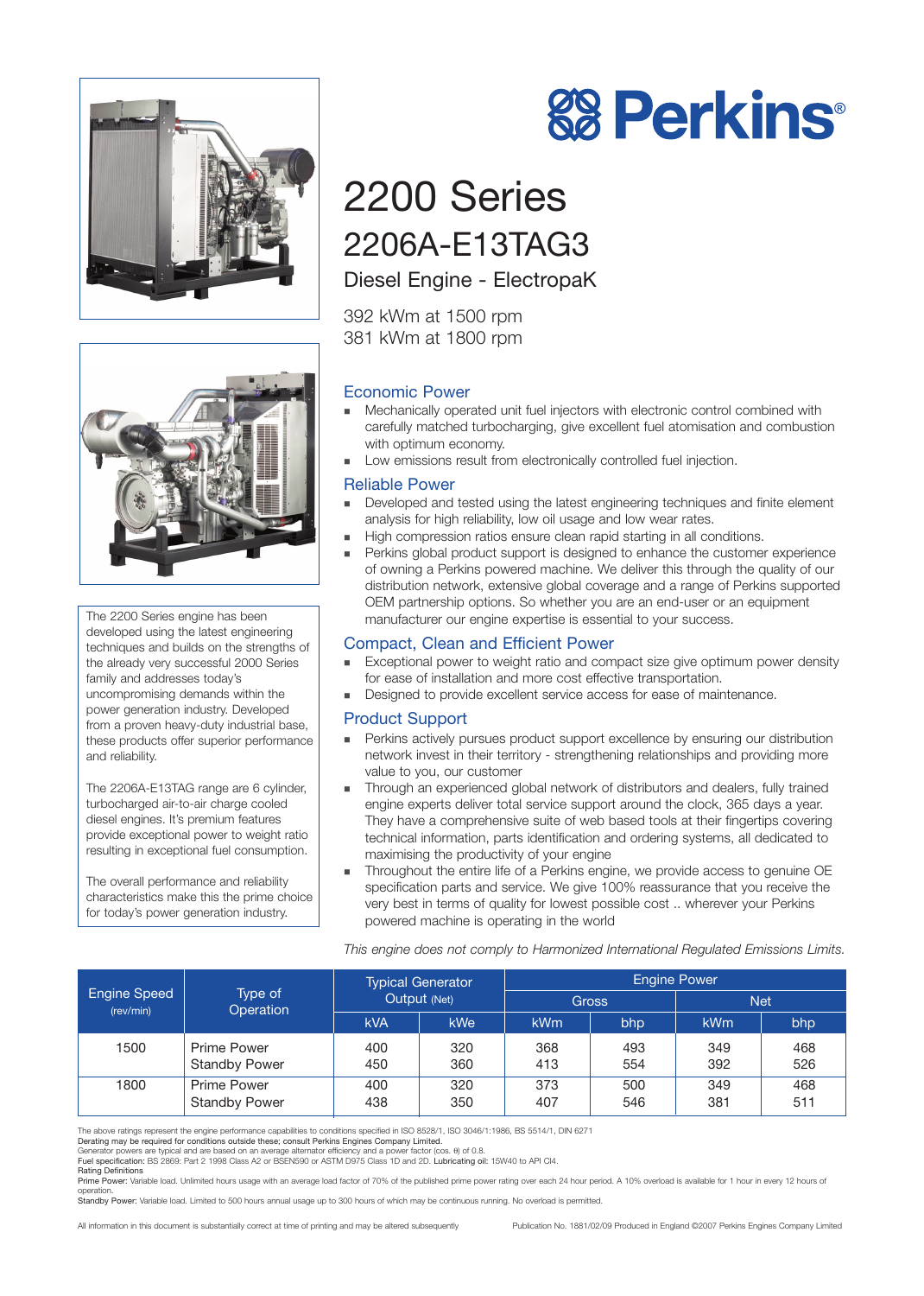# Perkins®

# 2200 Series

## 2206A-E13TAG3

### Diesel Engine - ElectropaK

392 kWm at 1500 rpm
381 kWm at 1800 rpm

The 2200 Series engine has been developed using the latest engineering techniques and builds on the strengths of the already very successful 2000 Series family and addresses today's uncompromising demands within the power generation industry. Developed from a proven heavy-duty industrial base, these products offer superior performance and reliability.

The 2206A-E13TAG range are 6 cylinder, turbocharged air-to-air charge cooled diesel engines. It's premium features provide exceptional power to weight ratio resulting in exceptional fuel consumption.

The overall performance and reliability characteristics make this the prime choice for today's power generation industry.

## Economic Power

- Mechanically operated unit fuel injectors with electronic control combined with carefully matched turbocharging, give excellent fuel atomisation and combustion with optimum economy.
- Low emissions result from electronically controlled fuel injection.

## Reliable Power

- Developed and tested using the latest engineering techniques and finite element analysis for high reliability, low oil usage and low wear rates.
- High compression ratios ensure clean rapid starting in all conditions.
- Perkins global product support is designed to enhance the customer experience of owning a Perkins powered machine. We deliver this through the quality of our distribution network, extensive global coverage and a range of Perkins supported OEM partnership options. So whether you are an end-user or an equipment manufacturer our engine expertise is essential to your success.

## Compact, Clean and Efficient Power

- Exceptional power to weight ratio and compact size give optimum power density for ease of installation and more cost effective transportation.
- Designed to provide excellent service access for ease of maintenance.

## Product Support

- Perkins actively pursues product support excellence by ensuring our distribution network invest in their territory - strengthening relationships and providing more value to you, our customer
- Through an experienced global network of distributors and dealers, fully trained engine experts deliver total service support around the clock, 365 days a year. They have a comprehensive suite of web based tools at their fingertips covering technical information, parts identification and ordering systems, all dedicated to maximising the productivity of your engine
- Throughout the entire life of a Perkins engine, we provide access to genuine OE specification parts and service. We give 100% reassurance that you receive the very best in terms of quality for lowest possible cost .. wherever your Perkins powered machine is operating in the world

*This engine does not comply to Harmonized International Regulated Emissions Limits.*

| Engine Speed (rev/min) | Type of Operation | Typical Generator Output (Net) | | Engine Power | | | |
|---|---|---|---|---|---|---|---|
| | | | | Gross | | Net | |
| | | kVA | kWe | kWm | bhp | kWm | bhp |
| 1500 | Prime Power | 400 | 320 | 368 | 493 | 349 | 468 |
| | Standby Power | 450 | 360 | 413 | 554 | 392 | 526 |
| 1800 | Prime Power | 400 | 320 | 373 | 500 | 349 | 468 |
| | Standby Power | 438 | 350 | 407 | 546 | 381 | 511 |

The above ratings represent the engine performance capabilities to conditions specified in ISO 8528/1, ISO 3046/1:1986, BS 5514/1, DIN 6271
Derating may be required for conditions outside these; consult Perkins Engines Company Limited.
Generator powers are typical and are based on an average alternator efficiency and a power factor (cos. θ) of 0.8.
Fuel specification: BS 2869: Part 2 1998 Class A2 or BSEN590 or ASTM D975 Class 1D and 2D. Lubricating oil: 15W40 to API CI4.
Rating Definitions
Prime Power: Variable load. Unlimited hours usage with an average load factor of 70% of the published prime power rating over each 24 hour period. A 10% overload is available for 1 hour in every 12 hours of operation.
Standby Power: Variable load. Limited to 500 hours annual usage up to 300 hours of which may be continuous running. No overload is permitted.

All information in this document is substantially correct at time of printing and may be altered subsequently

Publication No. 1881/02/09 Produced in England ©2007 Perkins Engines Company Limited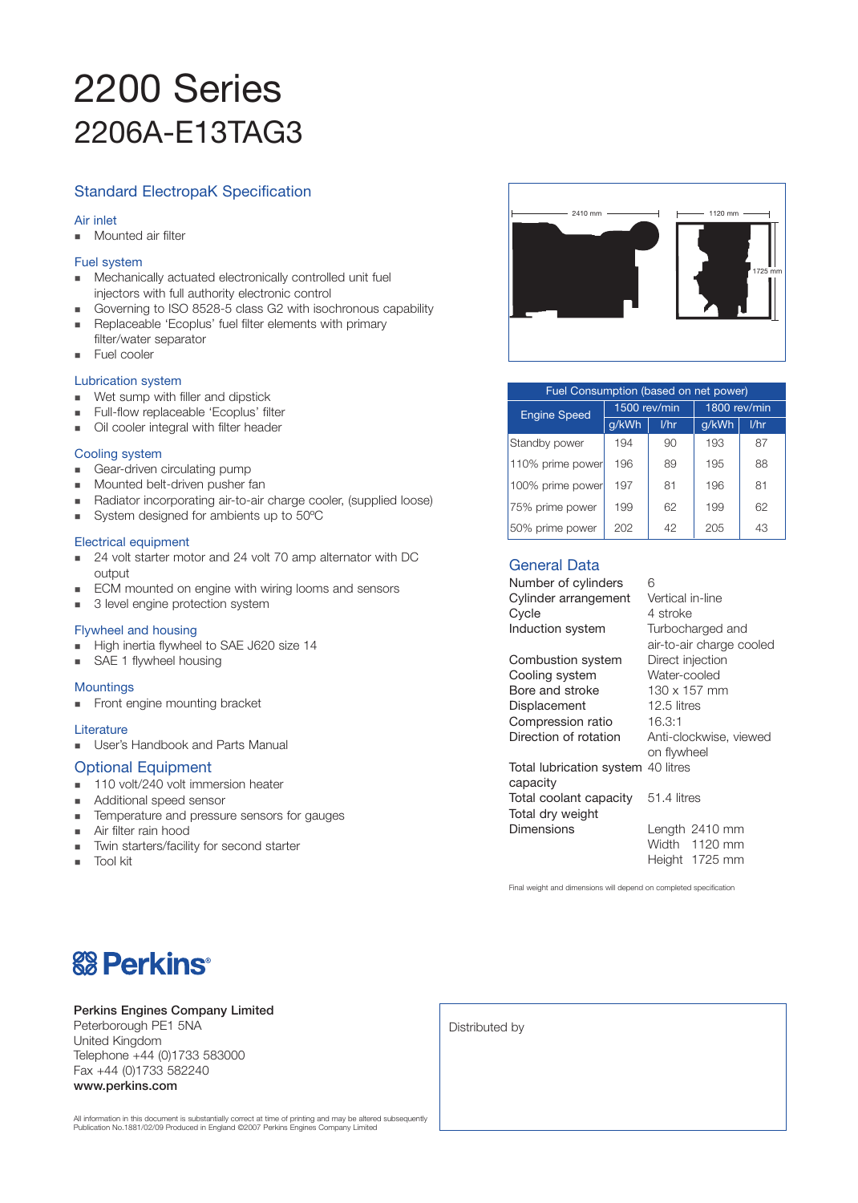# 2200 Series

## 2206A-E13TAG3

### Standard ElectropaK Specification

**Air inlet**

- Mounted air filter

**Fuel system**

- Mechanically actuated electronically controlled unit fuel injectors with full authority electronic control
- Governing to ISO 8528-5 class G2 with isochronous capability
- Replaceable 'Ecoplus' fuel filter elements with primary filter/water separator
- Fuel cooler

**Lubrication system**

- Wet sump with filler and dipstick
- Full-flow replaceable 'Ecoplus' filter
- Oil cooler integral with filter header

**Cooling system**

- Gear-driven circulating pump
- Mounted belt-driven pusher fan
- Radiator incorporating air-to-air charge cooler, (supplied loose)
- System designed for ambients up to 50ºC

**Electrical equipment**

- 24 volt starter motor and 24 volt 70 amp alternator with DC output
- ECM mounted on engine with wiring looms and sensors
- 3 level engine protection system

**Flywheel and housing**

- High inertia flywheel to SAE J620 size 14
- SAE 1 flywheel housing

**Mountings**

- Front engine mounting bracket

**Literature**

- User's Handbook and Parts Manual

### Optional Equipment

- 110 volt/240 volt immersion heater
- Additional speed sensor
- Temperature and pressure sensors for gauges
- Air filter rain hood
- Twin starters/facility for second starter
- Tool kit

2410 mm
1120 mm
1725 mm

| Fuel Consumption (based on net power) | | | | |
|---|---|---|---|---|
| Engine Speed | 1500 rev/min | | 1800 rev/min | |
| | g/kWh | l/hr | g/kWh | l/hr |
| Standby power | 194 | 90 | 193 | 87 |
| 110% prime power | 196 | 89 | 195 | 88 |
| 100% prime power | 197 | 81 | 196 | 81 |
| 75% prime power | 199 | 62 | 199 | 62 |
| 50% prime power | 202 | 42 | 205 | 43 |

### General Data

| | |
|---|---|
| Number of cylinders | 6 |
| Cylinder arrangement | Vertical in-line |
| Cycle | 4 stroke |
| Induction system | Turbocharged and air-to-air charge cooled |
| Combustion system | Direct injection |
| Cooling system | Water-cooled |
| Bore and stroke | 130 x 157 mm |
| Displacement | 12.5 litres |
| Compression ratio | 16.3:1 |
| Direction of rotation | Anti-clockwise, viewed on flywheel |
| Total lubrication system capacity | 40 litres |
| Total coolant capacity | 51.4 litres |
| Total dry weight | |
| Dimensions | Length 2410 mm<br>Width 1120 mm<br>Height 1725 mm |

Final weight and dimensions will depend on completed specification

**Perkins**

**Perkins Engines Company Limited**
Peterborough PE1 5NA
United Kingdom
Telephone +44 (0)1733 583000
Fax +44 (0)1733 582240
**www.perkins.com**

Distributed by

All information in this document is substantially correct at time of printing and may be altered subsequently
Publication No.1881/02/09 Produced in England ©2007 Perkins Engines Company Limited